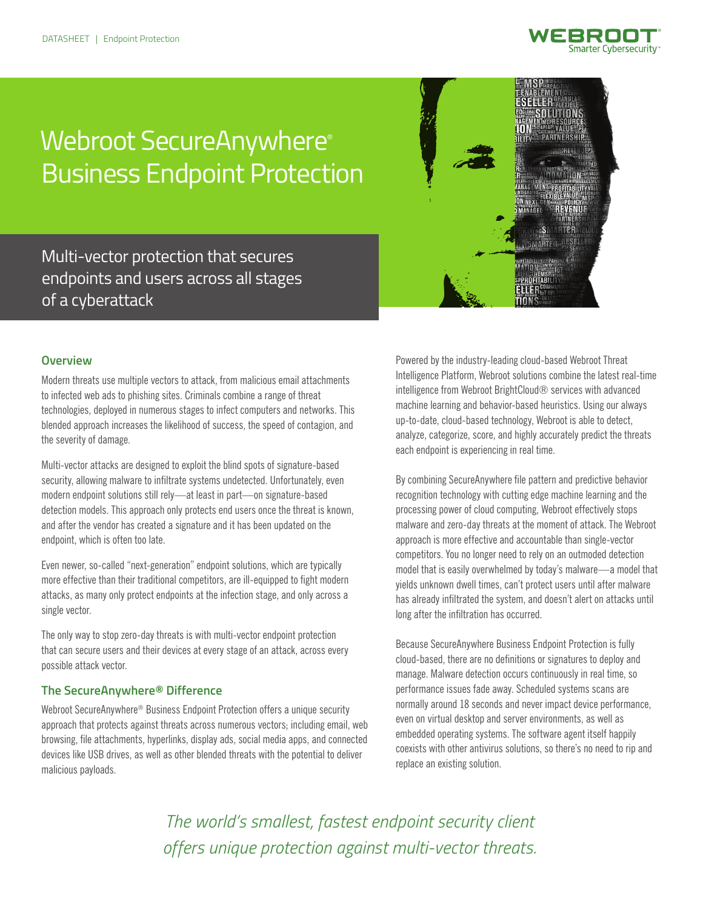# Webroot SecureAnywhere® Business Endpoint Protection

Multi-vector protection that secures endpoints and users across all stages of a cyberattack

## Overview

Modern threats use multiple vectors to attack, from malicious email attachments to infected web ads to phishing sites. Criminals combine a range of threat technologies, deployed in numerous stages to infect computers and networks. This blended approach increases the likelihood of success, the speed of contagion, and the severity of damage.

Multi-vector attacks are designed to exploit the blind spots of signature-based security, allowing malware to infiltrate systems undetected. Unfortunately, even modern endpoint solutions still rely—at least in part—on signature-based detection models. This approach only protects end users once the threat is known, and after the vendor has created a signature and it has been updated on the endpoint, which is often too late.

Even newer, so-called "next-generation" endpoint solutions, which are typically more effective than their traditional competitors, are ill-equipped to fight modern attacks, as many only protect endpoints at the infection stage, and only across a single vector.

The only way to stop zero-day threats is with multi-vector endpoint protection that can secure users and their devices at every stage of an attack, across every possible attack vector.

## The SecureAnywhere® Difference

Webroot SecureAnywhere® Business Endpoint Protection offers a unique security approach that protects against threats across numerous vectors; including email, web browsing, file attachments, hyperlinks, display ads, social media apps, and connected devices like USB drives, as well as other blended threats with the potential to deliver malicious payloads.

Powered by the industry-leading cloud-based Webroot Threat Intelligence Platform, Webroot solutions combine the latest real-time intelligence from Webroot BrightCloud® services with advanced machine learning and behavior-based heuristics. Using our always up-to-date, cloud-based technology, Webroot is able to detect, analyze, categorize, score, and highly accurately predict the threats each endpoint is experiencing in real time.

By combining SecureAnywhere file pattern and predictive behavior recognition technology with cutting edge machine learning and the processing power of cloud computing, Webroot effectively stops malware and zero-day threats at the moment of attack. The Webroot approach is more effective and accountable than single-vector competitors. You no longer need to rely on an outmoded detection model that is easily overwhelmed by today's malware—a model that yields unknown dwell times, can't protect users until after malware has already infiltrated the system, and doesn't alert on attacks until long after the infiltration has occurred.

Because SecureAnywhere Business Endpoint Protection is fully cloud-based, there are no definitions or signatures to deploy and manage. Malware detection occurs continuously in real time, so performance issues fade away. Scheduled systems scans are normally around 18 seconds and never impact device performance, even on virtual desktop and server environments, as well as embedded operating systems. The software agent itself happily coexists with other antivirus solutions, so there's no need to rip and replace an existing solution.

*The world's smallest, fastest endpoint security client offers unique protection against multi-vector threats.*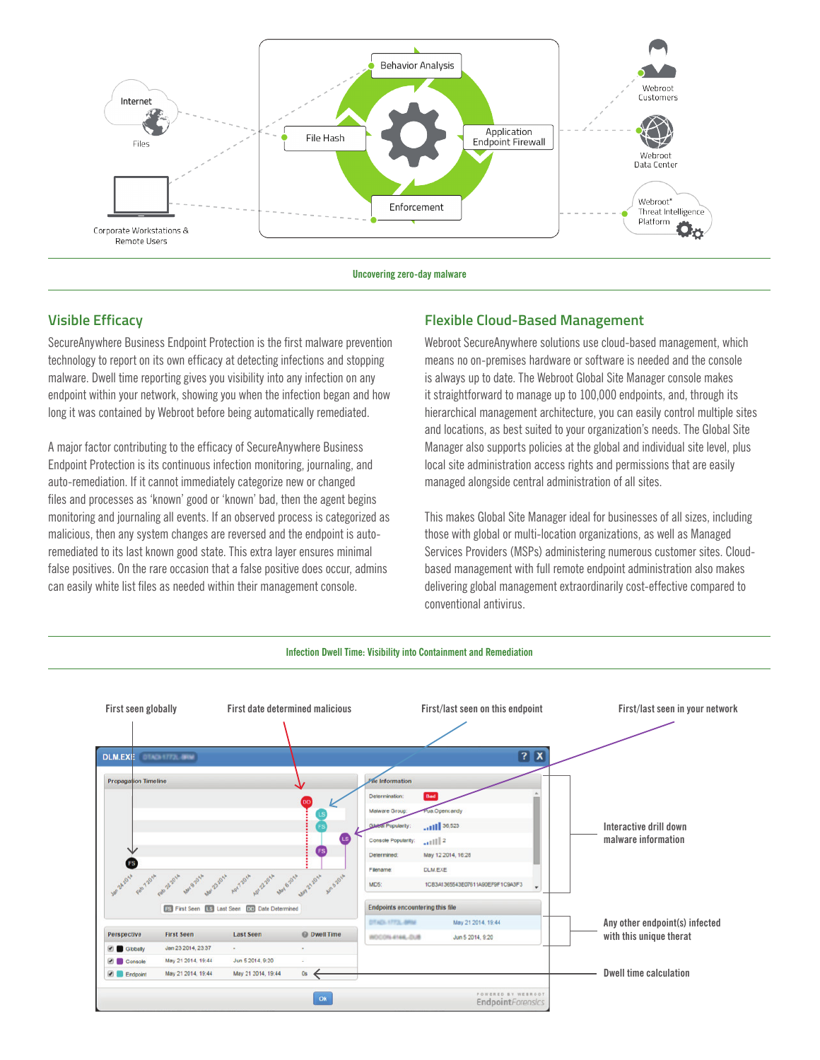Uncovering zero-day malware

## Visible Efficacy

SecureAnywhere Business Endpoint Protection is the first malware prevention technology to report on its own efficacy at detecting infections and stopping malware. Dwell time reporting gives you visibility into any infection on any endpoint within your network, showing you when the infection began and how long it was contained by Webroot before being automatically remediated.

A major factor contributing to the efficacy of SecureAnywhere Business Endpoint Protection is its continuous infection monitoring, journaling, and auto-remediation. If it cannot immediately categorize new or changed files and processes as 'known' good or 'known' bad, then the agent begins monitoring and journaling all events. If an observed process is categorized as malicious, then any system changes are reversed and the endpoint is auto-remediated to its last known good state. This extra layer ensures minimal false positives. On the rare occasion that a false positive does occur, admins can easily white list files as needed within their management console.

## Flexible Cloud-Based Management

Webroot SecureAnywhere solutions use cloud-based management, which means no on-premises hardware or software is needed and the console is always up to date. The Webroot Global Site Manager console makes it straightforward to manage up to 100,000 endpoints, and, through its hierarchical management architecture, you can easily control multiple sites and locations, as best suited to your organization's needs. The Global Site Manager also supports policies at the global and individual site level, plus local site administration access rights and permissions that are easily managed alongside central administration of all sites.

This makes Global Site Manager ideal for businesses of all sizes, including those with global or multi-location organizations, as well as Managed Services Providers (MSPs) administering numerous customer sites. Cloud-based management with full remote endpoint administration also makes delivering global management extraordinarily cost-effective compared to conventional antivirus.

Infection Dwell Time: Visibility into Containment and Remediation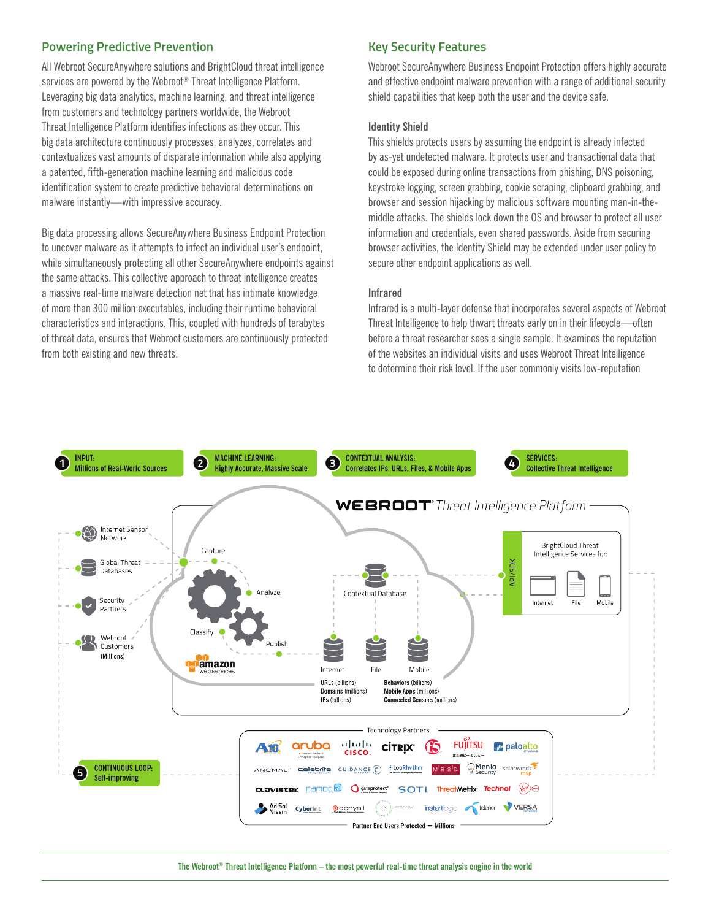## Powering Predictive Prevention

All Webroot SecureAnywhere solutions and BrightCloud threat intelligence services are powered by the Webroot® Threat Intelligence Platform. Leveraging big data analytics, machine learning, and threat intelligence from customers and technology partners worldwide, the Webroot Threat Intelligence Platform identifies infections as they occur. This big data architecture continuously processes, analyzes, correlates and contextualizes vast amounts of disparate information while also applying a patented, fifth-generation machine learning and malicious code identification system to create predictive behavioral determinations on malware instantly—with impressive accuracy.

Big data processing allows SecureAnywhere Business Endpoint Protection to uncover malware as it attempts to infect an individual user's endpoint, while simultaneously protecting all other SecureAnywhere endpoints against the same attacks. This collective approach to threat intelligence creates a massive real-time malware detection net that has intimate knowledge of more than 300 million executables, including their runtime behavioral characteristics and interactions. This, coupled with hundreds of terabytes of threat data, ensures that Webroot customers are continuously protected from both existing and new threats.

## Key Security Features

Webroot SecureAnywhere Business Endpoint Protection offers highly accurate and effective endpoint malware prevention with a range of additional security shield capabilities that keep both the user and the device safe.

### Identity Shield

This shields protects users by assuming the endpoint is already infected by as-yet undetected malware. It protects user and transactional data that could be exposed during online transactions from phishing, DNS poisoning, keystroke logging, screen grabbing, cookie scraping, clipboard grabbing, and browser and session hijacking by malicious software mounting man-in-the-middle attacks. The shields lock down the OS and browser to protect all user information and credentials, even shared passwords. Aside from securing browser activities, the Identity Shield may be extended under user policy to secure other endpoint applications as well.

### Infrared

Infrared is a multi-layer defense that incorporates several aspects of Webroot Threat Intelligence to help thwart threats early on in their lifecycle—often before a threat researcher sees a single sample. It examines the reputation of the websites an individual visits and uses Webroot Threat Intelligence to determine their risk level. If the user commonly visits low-reputation

1. **INPUT:** Millions of Real-World Sources
2. **MACHINE LEARNING:** Highly Accurate, Massive Scale
3. **CONTEXTUAL ANALYSIS:** Correlates IPs, URLs, Files, & Mobile Apps
4. **SERVICES:** Collective Threat Intelligence
5. **CONTINUOUS LOOP:** Self-improving

WEBROOT® *Threat Intelligence Platform*

Internet Sensor Network · Global Threat Databases · Security Partners · Webroot Customers (Millions)

Capture · Analyze · Classify · Publish · amazon web services

Contextual Database

Internet: URLs (billions), Domains (millions), IPs (billions)

File / Mobile: Behaviors (billions), Mobile Apps (millions), Connected Sensors (millions)

API/SDK — BrightCloud Threat Intelligence Services for: Internet · File · Mobile

Technology Partners: A10, aruba, Cisco, Citrix, F5, Fujitsu, paloalto, Anomali, Cellebrite, Guidance, LogRhythm, MBSD, Menlo Security, solarwinds msp, Clavister, Famoc, gateprotect, SOTI, ThreatMetrix, Technol, Virgin, Ad-Sol Nissin, Cyberint, denyall, empow, instartlogic, telenor, Versa

Partner End Users Protected = Millions

**The Webroot® Threat Intelligence Platform – the most powerful real-time threat analysis engine in the world**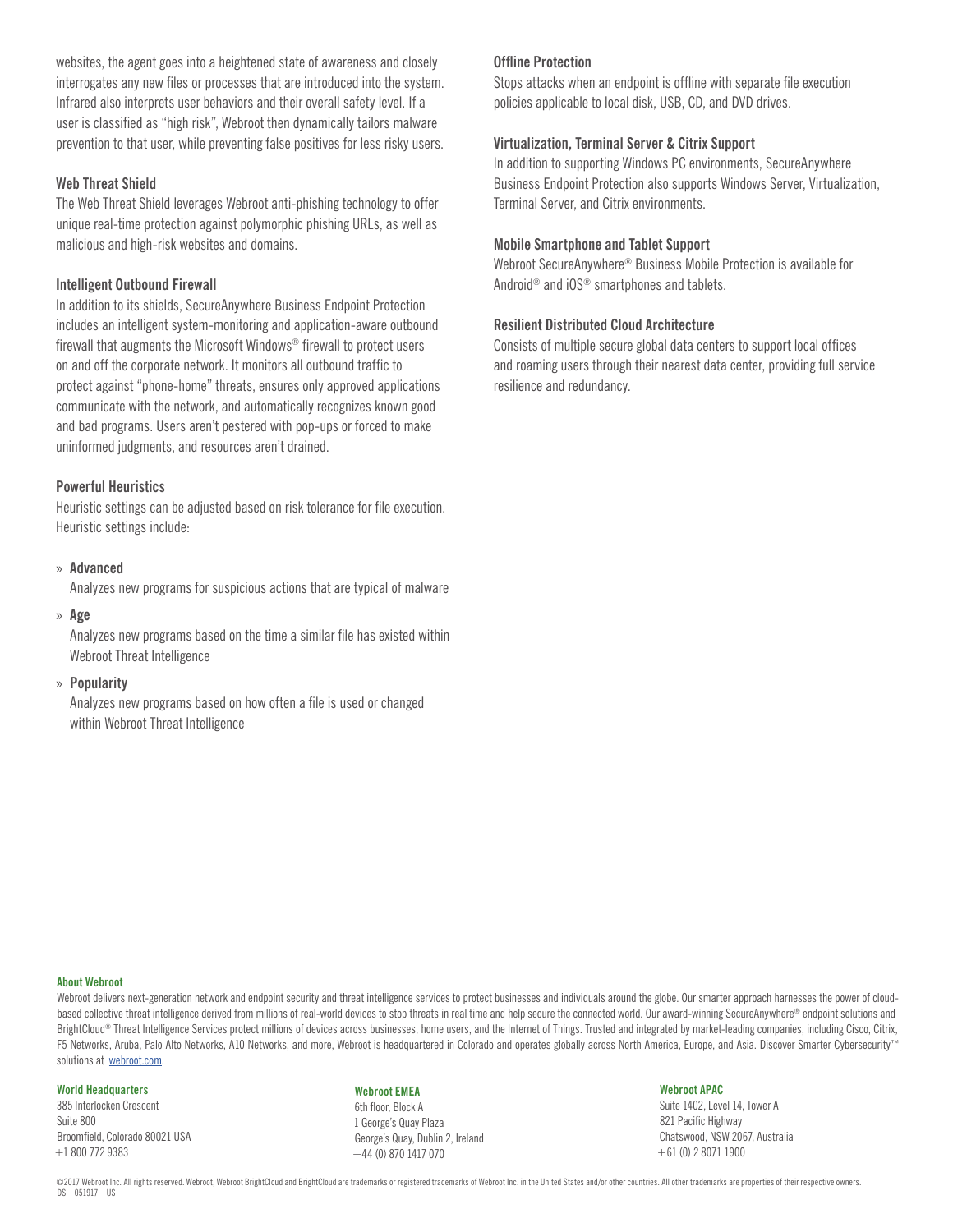websites, the agent goes into a heightened state of awareness and closely interrogates any new files or processes that are introduced into the system. Infrared also interprets user behaviors and their overall safety level. If a user is classified as "high risk", Webroot then dynamically tailors malware prevention to that user, while preventing false positives for less risky users.

### Web Threat Shield

The Web Threat Shield leverages Webroot anti-phishing technology to offer unique real-time protection against polymorphic phishing URLs, as well as malicious and high-risk websites and domains.

### Intelligent Outbound Firewall

In addition to its shields, SecureAnywhere Business Endpoint Protection includes an intelligent system-monitoring and application-aware outbound firewall that augments the Microsoft Windows® firewall to protect users on and off the corporate network. It monitors all outbound traffic to protect against "phone-home" threats, ensures only approved applications communicate with the network, and automatically recognizes known good and bad programs. Users aren't pestered with pop-ups or forced to make uninformed judgments, and resources aren't drained.

### Powerful Heuristics

Heuristic settings can be adjusted based on risk tolerance for file execution. Heuristic settings include:

- **Advanced**
  Analyzes new programs for suspicious actions that are typical of malware
- **Age**
  Analyzes new programs based on the time a similar file has existed within Webroot Threat Intelligence
- **Popularity**
  Analyzes new programs based on how often a file is used or changed within Webroot Threat Intelligence

### Offline Protection

Stops attacks when an endpoint is offline with separate file execution policies applicable to local disk, USB, CD, and DVD drives.

### Virtualization, Terminal Server & Citrix Support

In addition to supporting Windows PC environments, SecureAnywhere Business Endpoint Protection also supports Windows Server, Virtualization, Terminal Server, and Citrix environments.

### Mobile Smartphone and Tablet Support

Webroot SecureAnywhere® Business Mobile Protection is available for Android® and iOS® smartphones and tablets.

### Resilient Distributed Cloud Architecture

Consists of multiple secure global data centers to support local offices and roaming users through their nearest data center, providing full service resilience and redundancy.

**About Webroot**

Webroot delivers next-generation network and endpoint security and threat intelligence services to protect businesses and individuals around the globe. Our smarter approach harnesses the power of cloud-based collective threat intelligence derived from millions of real-world devices to stop threats in real time and help secure the connected world. Our award-winning SecureAnywhere® endpoint solutions and BrightCloud® Threat Intelligence Services protect millions of devices across businesses, home users, and the Internet of Things. Trusted and integrated by market-leading companies, including Cisco, Citrix, F5 Networks, Aruba, Palo Alto Networks, A10 Networks, and more, Webroot is headquartered in Colorado and operates globally across North America, Europe, and Asia. Discover Smarter Cybersecurity™ solutions at webroot.com.

**World Headquarters**
385 Interlocken Crescent
Suite 800
Broomfield, Colorado 80021 USA
+1 800 772 9383

**Webroot EMEA**
6th floor, Block A
1 George's Quay Plaza
George's Quay, Dublin 2, Ireland
+44 (0) 870 1417 070

**Webroot APAC**
Suite 1402, Level 14, Tower A
821 Pacific Highway
Chatswood, NSW 2067, Australia
+61 (0) 2 8071 1900

©2017 Webroot Inc. All rights reserved. Webroot, Webroot BrightCloud and BrightCloud are trademarks or registered trademarks of Webroot Inc. in the United States and/or other countries. All other trademarks are properties of their respective owners.
DS _ 051917 _ US